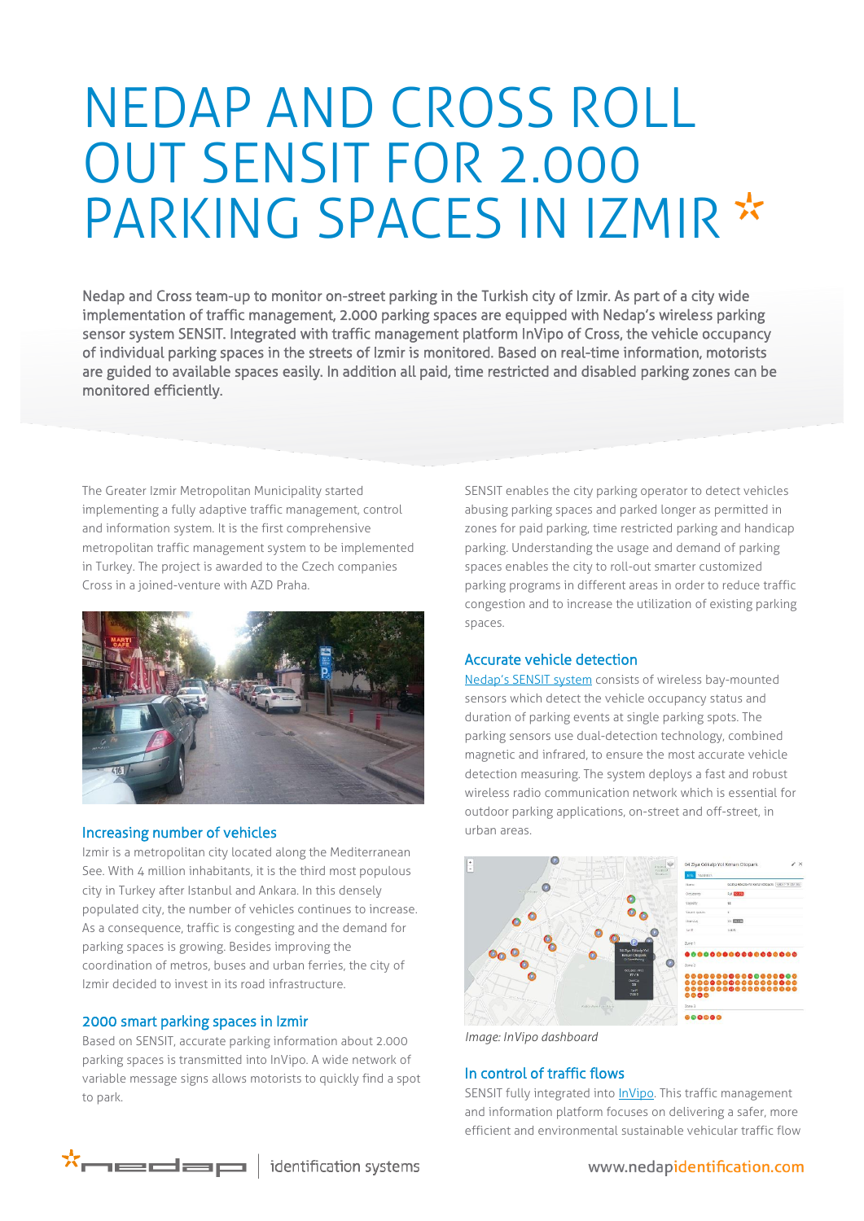# NEDAP AND CROSS ROLL OUT SENSIT FOR 2.000 PARKING SPACES IN IZMIR

Nedap and Cross team-up to monitor on-street parking in the Turkish city of Izmir. As part of a city wide implementation of traffic management, 2.000 parking spaces are equipped with Nedap's wireless parking sensor system SENSIT. Integrated with traffic management platform InVipo of Cross, the vehicle occupancy of individual parking spaces in the streets of Izmir is monitored. Based on real-time information, motorists are guided to available spaces easily. In addition all paid, time restricted and disabled parking zones can be monitored efficiently.

The Greater Izmir Metropolitan Municipality started implementing a fully adaptive traffic management, control and information system. It is the first comprehensive metropolitan traffic management system to be implemented in Turkey. The project is awarded to the Czech companies Cross in a joined-venture with AZD Praha.

## Increasing number of vehicles

Izmir is a metropolitan city located along the Mediterranean See. With 4 million inhabitants, it is the third most populous city in Turkey after Istanbul and Ankara. In this densely populated city, the number of vehicles continues to increase. As a consequence, traffic is congesting and the demand for parking spaces is growing. Besides improving the coordination of metros, buses and urban ferries, the city of Izmir decided to invest in its road infrastructure.

## 2000 smart parking spaces in Izmir

Based on SENSIT, accurate parking information about 2.000 parking spaces is transmitted into InVipo. A wide network of variable message signs allows motorists to quickly find a spot to park.

SENSIT enables the city parking operator to detect vehicles abusing parking spaces and parked longer as permitted in zones for paid parking, time restricted parking and handicap parking. Understanding the usage and demand of parking spaces enables the city to roll-out smarter customized parking programs in different areas in order to reduce traffic congestion and to increase the utilization of existing parking spaces.

## Accurate vehicle detection

Nedap's SENSIT system consists of wireless bay-mounted sensors which detect the vehicle occupancy status and duration of parking events at single parking spots. The parking sensors use dual-detection technology, combined magnetic and infrared, to ensure the most accurate vehicle detection measuring. The system deploys a fast and robust wireless radio communication network which is essential for outdoor parking applications, on-street and off-street, in urban areas.

*Image: InVipo dashboard*

## In control of traffic flows

SENSIT fully integrated into InVipo. This traffic management and information platform focuses on delivering a safer, more efficient and environmental sustainable vehicular traffic flow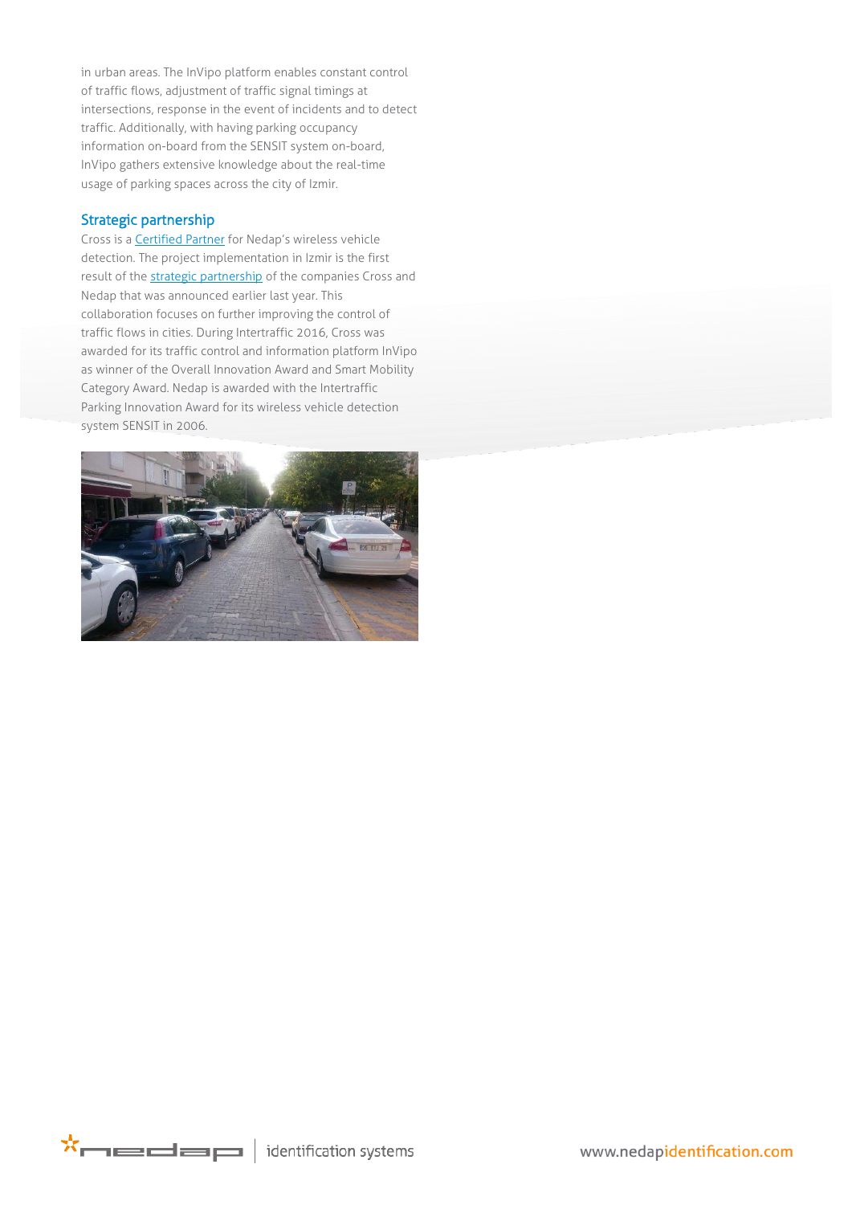in urban areas. The InVipo platform enables constant control of traffic flows, adjustment of traffic signal timings at intersections, response in the event of incidents and to detect traffic. Additionally, with having parking occupancy information on-board from the SENSIT system on-board, InVipo gathers extensive knowledge about the real-time usage of parking spaces across the city of Izmir.

## Strategic partnership

Cross is a Certified Partner for Nedap's wireless vehicle detection. The project implementation in Izmir is the first result of the strategic partnership of the companies Cross and Nedap that was announced earlier last year. This collaboration focuses on further improving the control of traffic flows in cities. During Intertraffic 2016, Cross was awarded for its traffic control and information platform InVipo as winner of the Overall Innovation Award and Smart Mobility Category Award. Nedap is awarded with the Intertraffic Parking Innovation Award for its wireless vehicle detection system SENSIT in 2006.